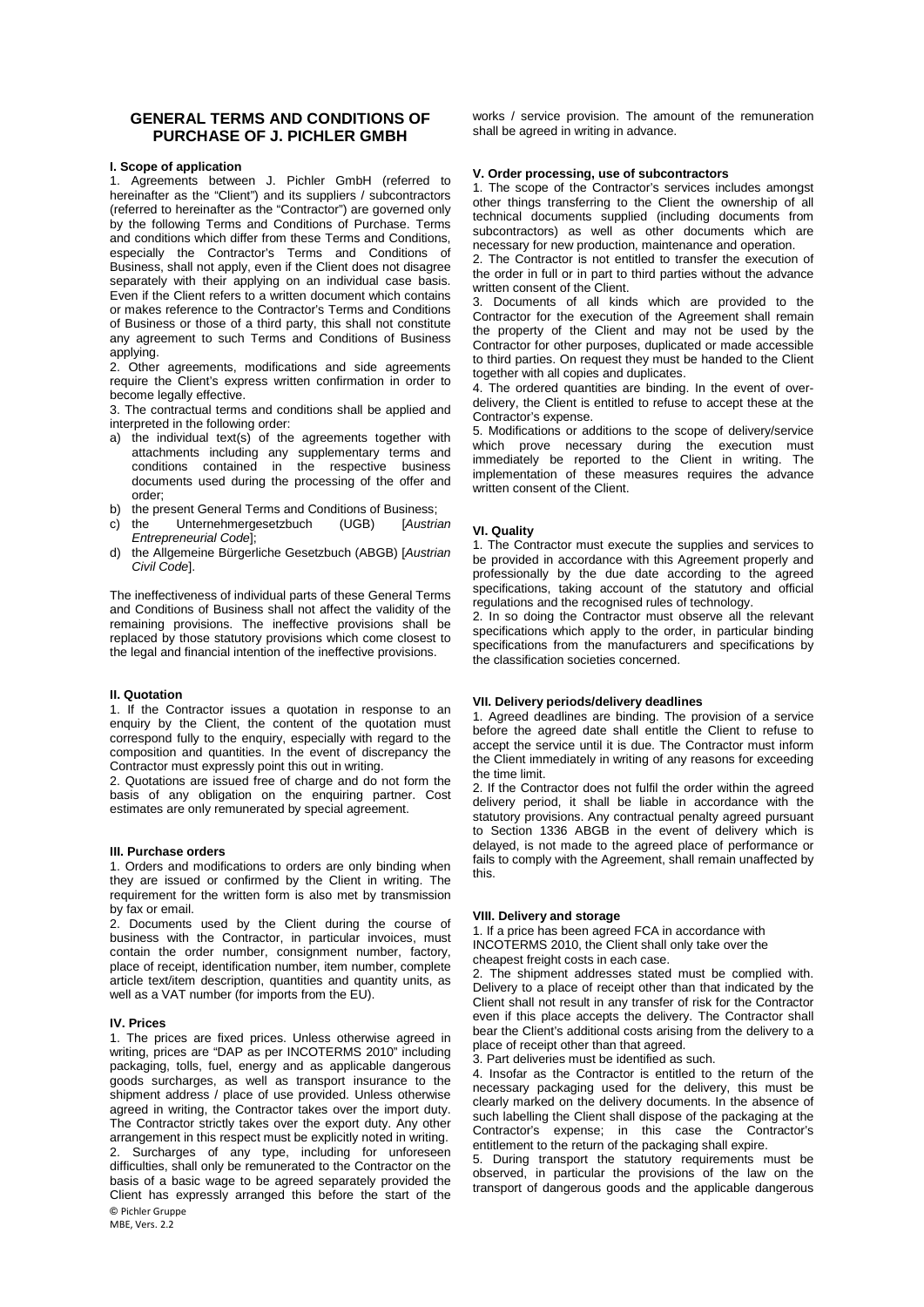# GENERAL TERMS AND CONDITIONS OF PURCHASE OF J. PICHLER GMBH

## I. Scope of application

1. Agreements between J. Pichler GmbH (referred to hereinafter as the "Client") and its suppliers / subcontractors (referred to hereinafter as the "Contractor") are governed only by the following Terms and Conditions of Purchase. Terms and conditions which differ from these Terms and Conditions, especially the Contractor's Terms and Conditions of Business, shall not apply, even if the Client does not disagree separately with their applying on an individual case basis. Even if the Client refers to a written document which contains or makes reference to the Contractor's Terms and Conditions of Business or those of a third party, this shall not constitute any agreement to such Terms and Conditions of Business applying.
2. Other agreements, modifications and side agreements require the Client's express written confirmation in order to become legally effective.
3. The contractual terms and conditions shall be applied and interpreted in the following order:
   a) the individual text(s) of the agreements together with attachments including any supplementary terms and conditions contained in the respective business documents used during the processing of the offer and order;
   b) the present General Terms and Conditions of Business;
   c) the Unternehmergesetzbuch (UGB) [*Austrian Entrepreneurial Code*];
   d) the Allgemeine Bürgerliche Gesetzbuch (ABGB) [*Austrian Civil Code*].

The ineffectiveness of individual parts of these General Terms and Conditions of Business shall not affect the validity of the remaining provisions. The ineffective provisions shall be replaced by those statutory provisions which come closest to the legal and financial intention of the ineffective provisions.

## II. Quotation

1. If the Contractor issues a quotation in response to an enquiry by the Client, the content of the quotation must correspond fully to the enquiry, especially with regard to the composition and quantities. In the event of discrepancy the Contractor must expressly point this out in writing.
2. Quotations are issued free of charge and do not form the basis of any obligation on the enquiring partner. Cost estimates are only remunerated by special agreement.

## III. Purchase orders

1. Orders and modifications to orders are only binding when they are issued or confirmed by the Client in writing. The requirement for the written form is also met by transmission by fax or email.
2. Documents used by the Client during the course of business with the Contractor, in particular invoices, must contain the order number, consignment number, factory, place of receipt, identification number, item number, complete article text/item description, quantities and quantity units, as well as a VAT number (for imports from the EU).

## IV. Prices

1. The prices are fixed prices. Unless otherwise agreed in writing, prices are "DAP as per INCOTERMS 2010" including packaging, tolls, fuel, energy and as applicable dangerous goods surcharges, as well as transport insurance to the shipment address / place of use provided. Unless otherwise agreed in writing, the Contractor takes over the import duty. The Contractor strictly takes over the export duty. Any other arrangement in this respect must be explicitly noted in writing.
2. Surcharges of any type, including for unforeseen difficulties, shall only be remunerated to the Contractor on the basis of a basic wage to be agreed separately provided the Client has expressly arranged this before the start of the works / service provision. The amount of the remuneration shall be agreed in writing in advance.

## V. Order processing, use of subcontractors

1. The scope of the Contractor's services includes amongst other things transferring to the Client the ownership of all technical documents supplied (including documents from subcontractors) as well as other documents which are necessary for new production, maintenance and operation.
2. The Contractor is not entitled to transfer the execution of the order in full or in part to third parties without the advance written consent of the Client.
3. Documents of all kinds which are provided to the Contractor for the execution of the Agreement shall remain the property of the Client and may not be used by the Contractor for other purposes, duplicated or made accessible to third parties. On request they must be handed to the Client together with all copies and duplicates.
4. The ordered quantities are binding. In the event of over-delivery, the Client is entitled to refuse to accept these at the Contractor's expense.
5. Modifications or additions to the scope of delivery/service which prove necessary during the execution must immediately be reported to the Client in writing. The implementation of these measures requires the advance written consent of the Client.

## VI. Quality

1. The Contractor must execute the supplies and services to be provided in accordance with this Agreement properly and professionally by the due date according to the agreed specifications, taking account of the statutory and official regulations and the recognised rules of technology.
2. In so doing the Contractor must observe all the relevant specifications which apply to the order, in particular binding specifications from the manufacturers and specifications by the classification societies concerned.

## VII. Delivery periods/delivery deadlines

1. Agreed deadlines are binding. The provision of a service before the agreed date shall entitle the Client to refuse to accept the service until it is due. The Contractor must inform the Client immediately in writing of any reasons for exceeding the time limit.
2. If the Contractor does not fulfil the order within the agreed delivery period, it shall be liable in accordance with the statutory provisions. Any contractual penalty agreed pursuant to Section 1336 ABGB in the event of delivery which is delayed, is not made to the agreed place of performance or fails to comply with the Agreement, shall remain unaffected by this.

## VIII. Delivery and storage

1. If a price has been agreed FCA in accordance with INCOTERMS 2010, the Client shall only take over the cheapest freight costs in each case.
2. The shipment addresses stated must be complied with. Delivery to a place of receipt other than that indicated by the Client shall not result in any transfer of risk for the Contractor even if this place accepts the delivery. The Contractor shall bear the Client's additional costs arising from the delivery to a place of receipt other than that agreed.
3. Part deliveries must be identified as such.
4. Insofar as the Contractor is entitled to the return of the necessary packaging used for the delivery, this must be clearly marked on the delivery documents. In the absence of such labelling the Client shall dispose of the packaging at the Contractor's expense; in this case the Contractor's entitlement to the return of the packaging shall expire.
5. During transport the statutory requirements must be observed, in particular the provisions of the law on the transport of dangerous goods and the applicable dangerous

© Pichler Gruppe
MBE, Vers. 2.2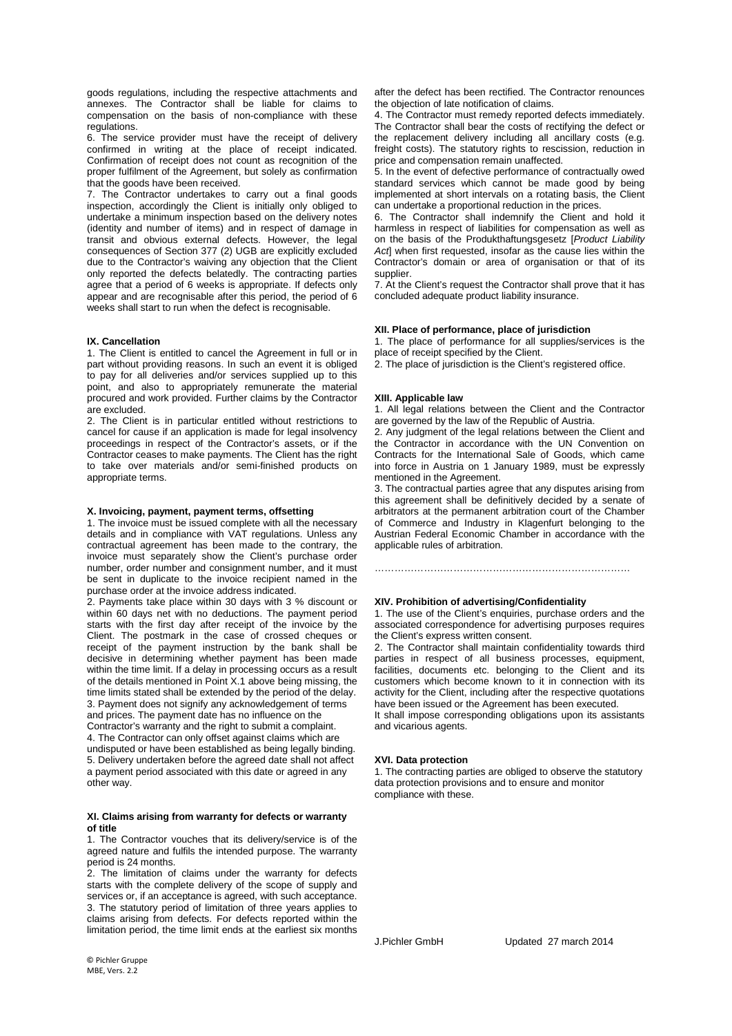goods regulations, including the respective attachments and annexes. The Contractor shall be liable for claims to compensation on the basis of non-compliance with these regulations.

6. The service provider must have the receipt of delivery confirmed in writing at the place of receipt indicated. Confirmation of receipt does not count as recognition of the proper fulfilment of the Agreement, but solely as confirmation that the goods have been received.

7. The Contractor undertakes to carry out a final goods inspection, accordingly the Client is initially only obliged to undertake a minimum inspection based on the delivery notes (identity and number of items) and in respect of damage in transit and obvious external defects. However, the legal consequences of Section 377 (2) UGB are explicitly excluded due to the Contractor's waiving any objection that the Client only reported the defects belatedly. The contracting parties agree that a period of 6 weeks is appropriate. If defects only appear and are recognisable after this period, the period of 6 weeks shall start to run when the defect is recognisable.

**IX. Cancellation**

1. The Client is entitled to cancel the Agreement in full or in part without providing reasons. In such an event it is obliged to pay for all deliveries and/or services supplied up to this point, and also to appropriately remunerate the material procured and work provided. Further claims by the Contractor are excluded.

2. The Client is in particular entitled without restrictions to cancel for cause if an application is made for legal insolvency proceedings in respect of the Contractor's assets, or if the Contractor ceases to make payments. The Client has the right to take over materials and/or semi-finished products on appropriate terms.

**X. Invoicing, payment, payment terms, offsetting**

1. The invoice must be issued complete with all the necessary details and in compliance with VAT regulations. Unless any contractual agreement has been made to the contrary, the invoice must separately show the Client's purchase order number, order number and consignment number, and it must be sent in duplicate to the invoice recipient named in the purchase order at the invoice address indicated.

2. Payments take place within 30 days with 3 % discount or within 60 days net with no deductions. The payment period starts with the first day after receipt of the invoice by the Client. The postmark in the case of crossed cheques or receipt of the payment instruction by the bank shall be decisive in determining whether payment has been made within the time limit. If a delay in processing occurs as a result of the details mentioned in Point X.1 above being missing, the time limits stated shall be extended by the period of the delay.

3. Payment does not signify any acknowledgement of terms and prices. The payment date has no influence on the Contractor's warranty and the right to submit a complaint.

4. The Contractor can only offset against claims which are undisputed or have been established as being legally binding.

5. Delivery undertaken before the agreed date shall not affect a payment period associated with this date or agreed in any other way.

**XI. Claims arising from warranty for defects or warranty of title**

1. The Contractor vouches that its delivery/service is of the agreed nature and fulfils the intended purpose. The warranty period is 24 months.

2. The limitation of claims under the warranty for defects starts with the complete delivery of the scope of supply and services or, if an acceptance is agreed, with such acceptance.

3. The statutory period of limitation of three years applies to claims arising from defects. For defects reported within the limitation period, the time limit ends at the earliest six months after the defect has been rectified. The Contractor renounces the objection of late notification of claims.

4. The Contractor must remedy reported defects immediately. The Contractor shall bear the costs of rectifying the defect or the replacement delivery including all ancillary costs (e.g. freight costs). The statutory rights to rescission, reduction in price and compensation remain unaffected.

5. In the event of defective performance of contractually owed standard services which cannot be made good by being implemented at short intervals on a rotating basis, the Client can undertake a proportional reduction in the prices.

6. The Contractor shall indemnify the Client and hold it harmless in respect of liabilities for compensation as well as on the basis of the Produkthaftungsgesetz [*Product Liability Act*] when first requested, insofar as the cause lies within the Contractor's domain or area of organisation or that of its supplier.

7. At the Client's request the Contractor shall prove that it has concluded adequate product liability insurance.

**XII. Place of performance, place of jurisdiction**

1. The place of performance for all supplies/services is the place of receipt specified by the Client.

2. The place of jurisdiction is the Client's registered office.

**XIII. Applicable law**

1. All legal relations between the Client and the Contractor are governed by the law of the Republic of Austria.

2. Any judgment of the legal relations between the Client and the Contractor in accordance with the UN Convention on Contracts for the International Sale of Goods, which came into force in Austria on 1 January 1989, must be expressly mentioned in the Agreement.

3. The contractual parties agree that any disputes arising from this agreement shall be definitively decided by a senate of arbitrators at the permanent arbitration court of the Chamber of Commerce and Industry in Klagenfurt belonging to the Austrian Federal Economic Chamber in accordance with the applicable rules of arbitration.

…………………………………………………………………….

**XIV. Prohibition of advertising/Confidentiality**

1. The use of the Client's enquiries, purchase orders and the associated correspondence for advertising purposes requires the Client's express written consent.

2. The Contractor shall maintain confidentiality towards third parties in respect of all business processes, equipment, facilities, documents etc. belonging to the Client and its customers which become known to it in connection with its activity for the Client, including after the respective quotations have been issued or the Agreement has been executed.

It shall impose corresponding obligations upon its assistants and vicarious agents.

**XVI. Data protection**

1. The contracting parties are obliged to observe the statutory data protection provisions and to ensure and monitor compliance with these.

J.Pichler GmbH Updated 27 march 2014

© Pichler Gruppe
MBE, Vers. 2.2